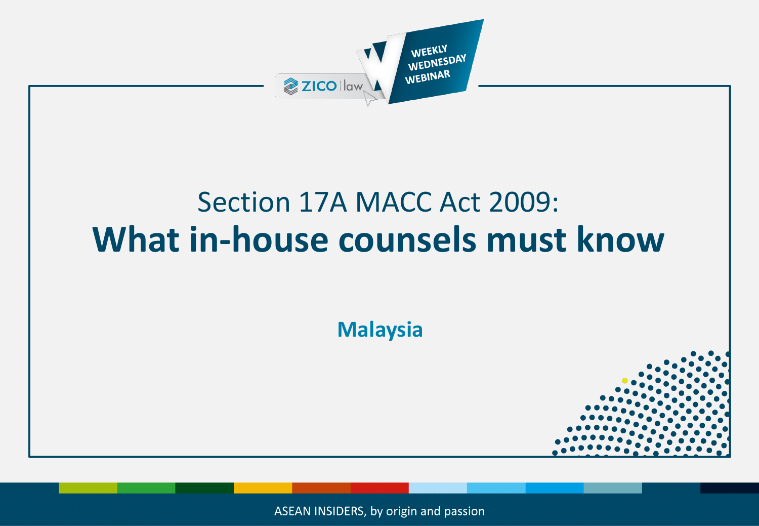ZICO law

WEEKLY WEDNESDAY WEBINAR

# Section 17A MACC Act 2009: **What in-house counsels must know**

**Malaysia**

ASEAN INSIDERS, by origin and passion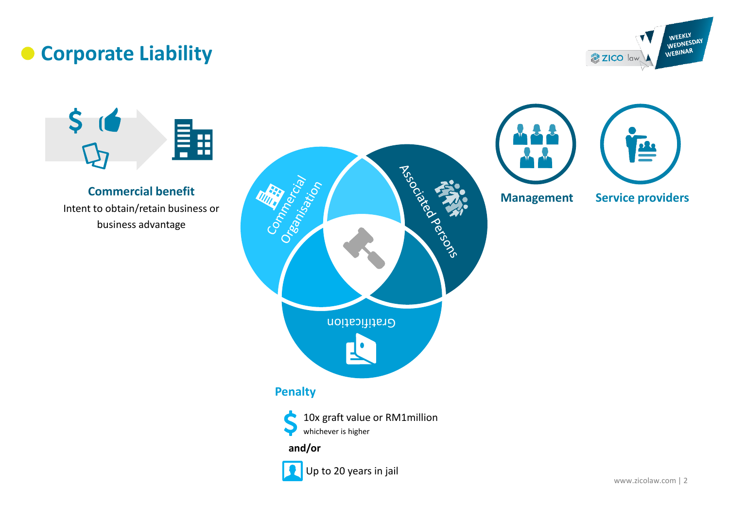# Corporate Liability

**Commercial benefit**

Intent to obtain/retain business or business advantage

Commercial Organisation

Associated Persons

Gratification

**Management**

**Service providers**

## Penalty

10x graft value or RM1million
whichever is higher

**and/or**

Up to 20 years in jail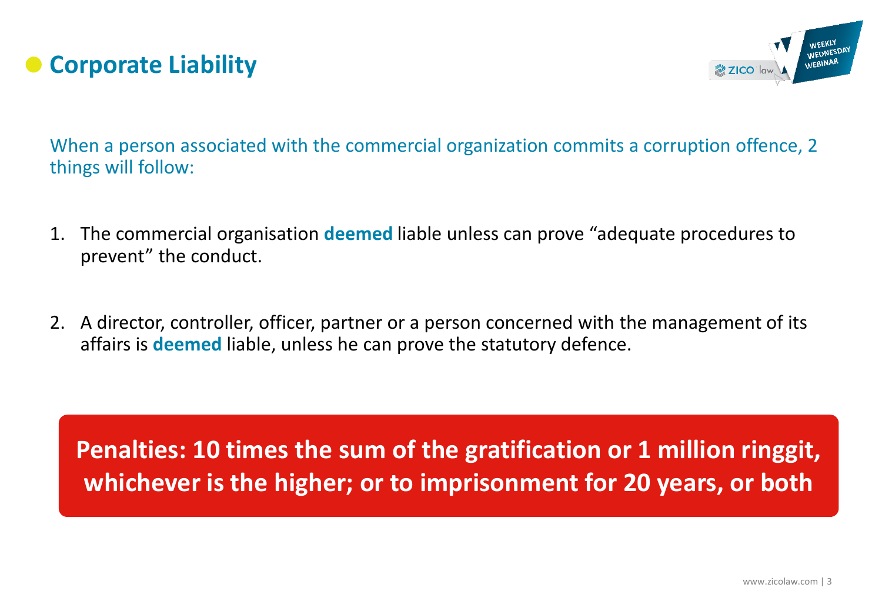## Corporate Liability

When a person associated with the commercial organization commits a corruption offence, 2 things will follow:

1. The commercial organisation **deemed** liable unless can prove "adequate procedures to prevent" the conduct.

2. A director, controller, officer, partner or a person concerned with the management of its affairs is **deemed** liable, unless he can prove the statutory defence.

**Penalties: 10 times the sum of the gratification or 1 million ringgit, whichever is the higher; or to imprisonment for 20 years, or both**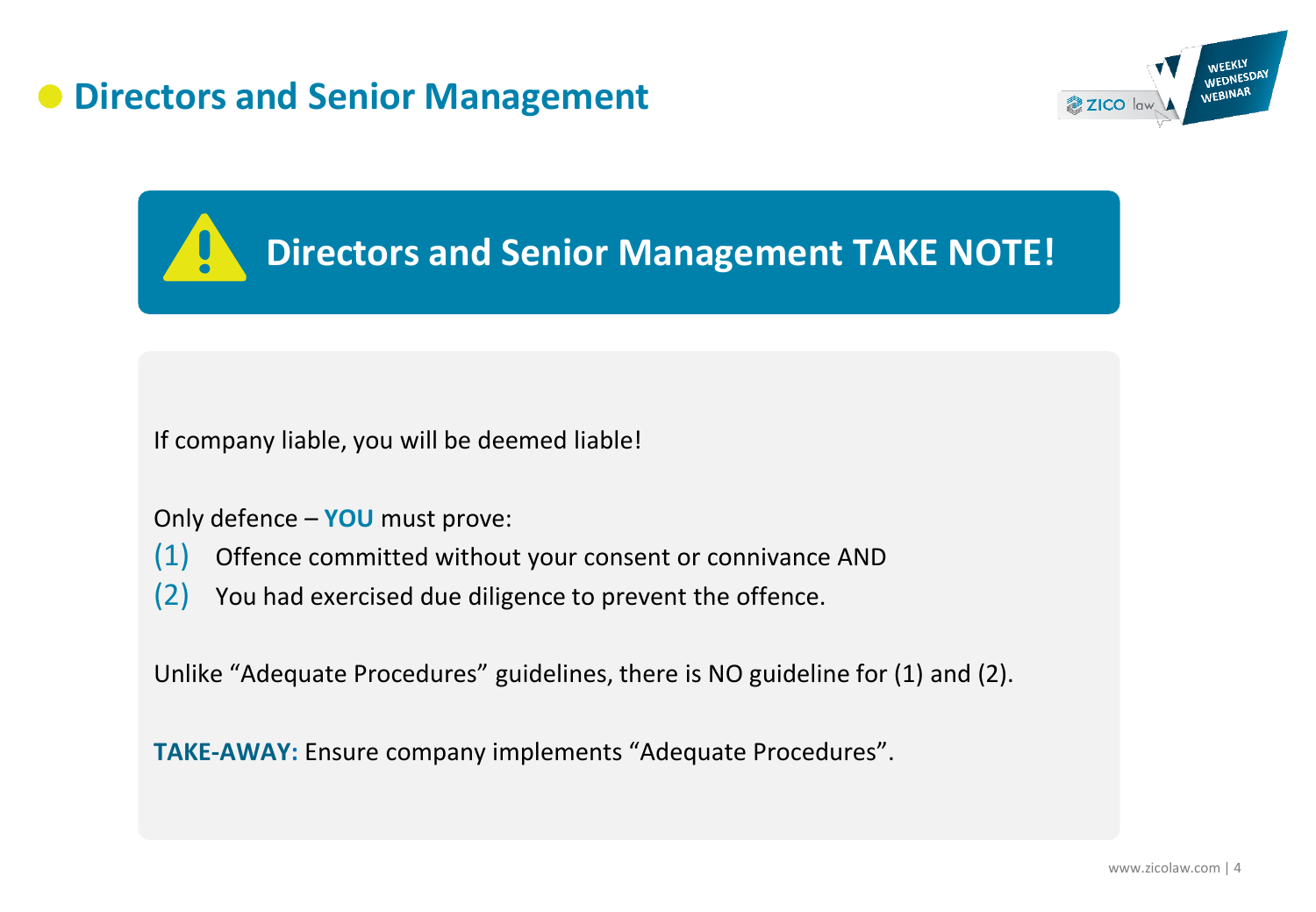# Directors and Senior Management

## Directors and Senior Management TAKE NOTE!

If company liable, you will be deemed liable!

Only defence – **YOU** must prove:

(1) Offence committed without your consent or connivance AND

(2) You had exercised due diligence to prevent the offence.

Unlike "Adequate Procedures" guidelines, there is NO guideline for (1) and (2).

**TAKE-AWAY:** Ensure company implements "Adequate Procedures".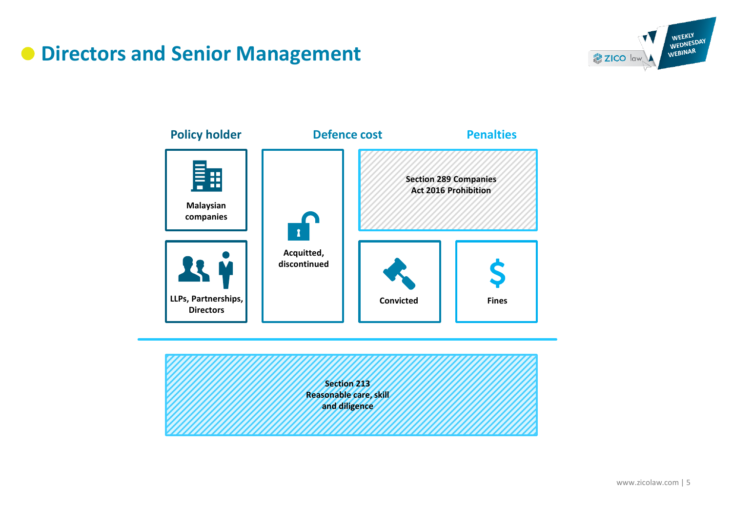# Directors and Senior Management

**Policy holder**

- Malaysian companies
- LLPs, Partnerships, Directors

**Defence cost**

- Acquitted, discontinued

**Penalties**

- Section 289 Companies Act 2016 Prohibition
- Convicted
- Fines

**Section 213 Reasonable care, skill and diligence**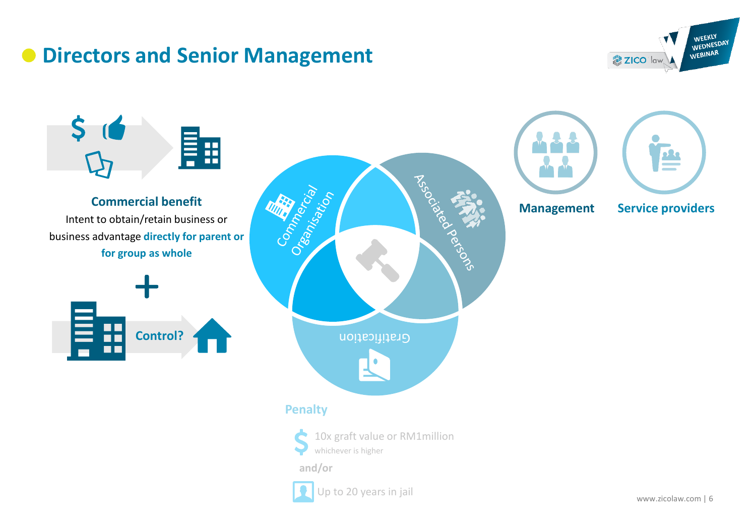# Directors and Senior Management

**Commercial benefit**

Intent to obtain/retain business or business advantage **directly for parent or for group as whole**

+

Control?

Commercial Organisation

Associated Persons

Gratification

Management

Service providers

**Penalty**

10x graft value or RM1million
whichever is higher

and/or

Up to 20 years in jail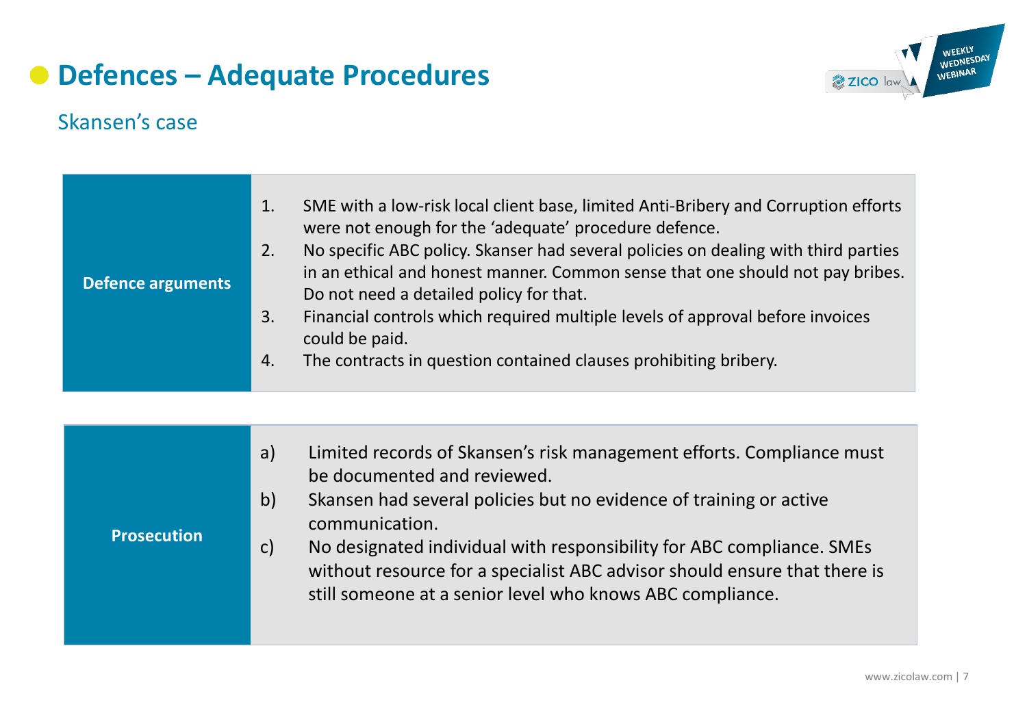# Defences – Adequate Procedures

## Skansen's case

| Defence arguments | 1. SME with a low-risk local client base, limited Anti-Bribery and Corruption efforts were not enough for the 'adequate' procedure defence.<br>2. No specific ABC policy. Skanser had several policies on dealing with third parties in an ethical and honest manner. Common sense that one should not pay bribes. Do not need a detailed policy for that.<br>3. Financial controls which required multiple levels of approval before invoices could be paid.<br>4. The contracts in question contained clauses prohibiting bribery. |
|---|---|

| Prosecution | a) Limited records of Skansen's risk management efforts. Compliance must be documented and reviewed.<br>b) Skansen had several policies but no evidence of training or active communication.<br>c) No designated individual with responsibility for ABC compliance. SMEs without resource for a specialist ABC advisor should ensure that there is still someone at a senior level who knows ABC compliance. |
|---|---|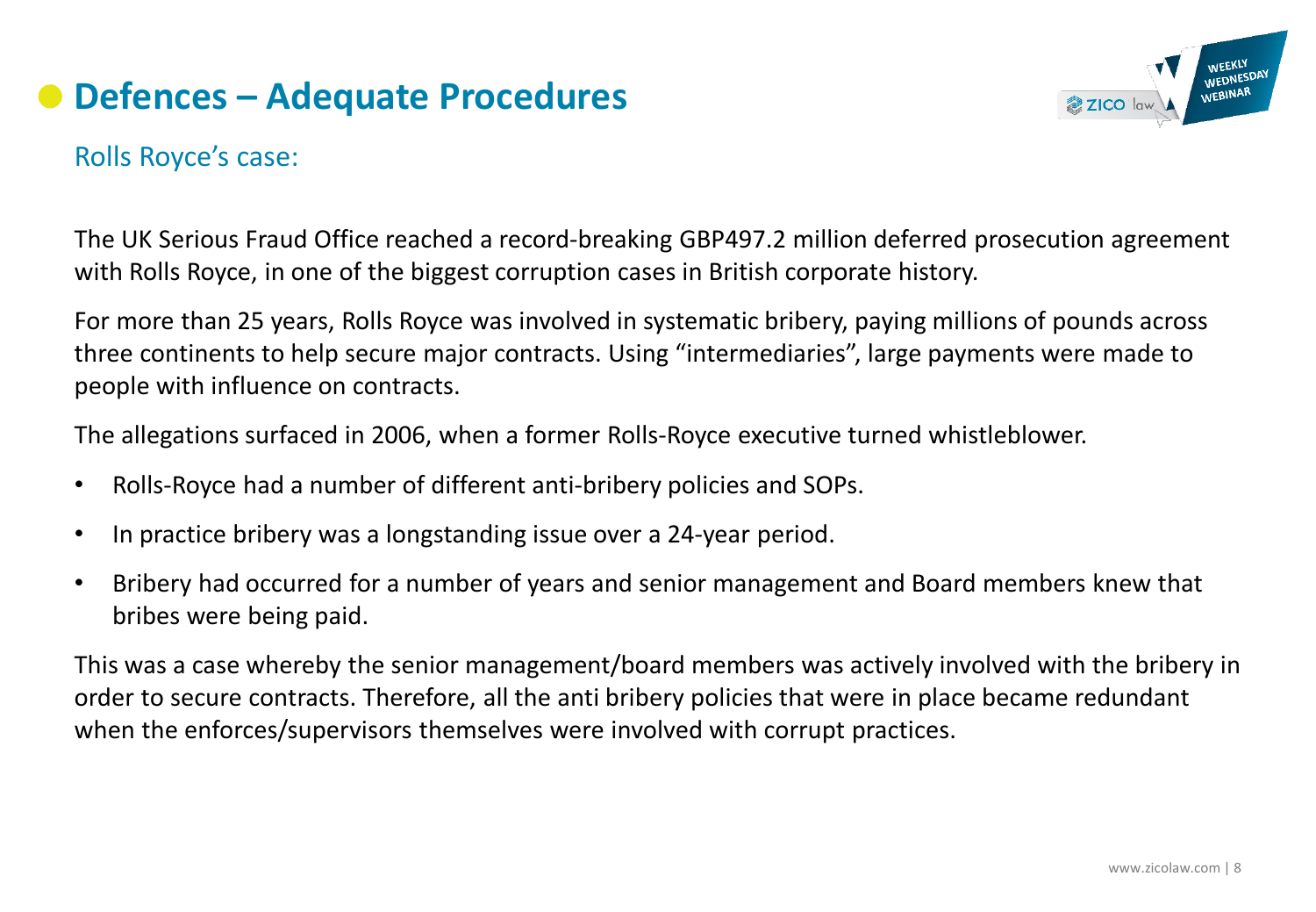## Defences – Adequate Procedures

### Rolls Royce's case:

The UK Serious Fraud Office reached a record-breaking GBP497.2 million deferred prosecution agreement with Rolls Royce, in one of the biggest corruption cases in British corporate history.

For more than 25 years, Rolls Royce was involved in systematic bribery, paying millions of pounds across three continents to help secure major contracts. Using "intermediaries", large payments were made to people with influence on contracts.

The allegations surfaced in 2006, when a former Rolls-Royce executive turned whistleblower.

- Rolls-Royce had a number of different anti-bribery policies and SOPs.
- In practice bribery was a longstanding issue over a 24-year period.
- Bribery had occurred for a number of years and senior management and Board members knew that bribes were being paid.

This was a case whereby the senior management/board members was actively involved with the bribery in order to secure contracts. Therefore, all the anti bribery policies that were in place became redundant when the enforces/supervisors themselves were involved with corrupt practices.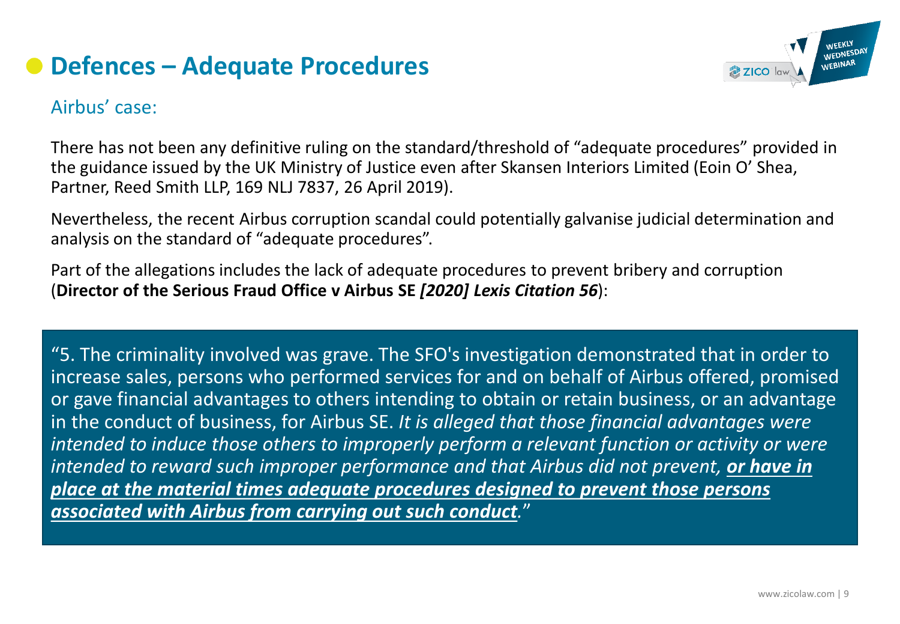# Defences – Adequate Procedures

## Airbus' case:

There has not been any definitive ruling on the standard/threshold of "adequate procedures" provided in the guidance issued by the UK Ministry of Justice even after Skansen Interiors Limited (Eoin O' Shea, Partner, Reed Smith LLP, 169 NLJ 7837, 26 April 2019).

Nevertheless, the recent Airbus corruption scandal could potentially galvanise judicial determination and analysis on the standard of "adequate procedures".

Part of the allegations includes the lack of adequate procedures to prevent bribery and corruption (**Director of the Serious Fraud Office v Airbus SE *[2020] Lexis Citation 56***):

> "5. The criminality involved was grave. The SFO's investigation demonstrated that in order to increase sales, persons who performed services for and on behalf of Airbus offered, promised or gave financial advantages to others intending to obtain or retain business, or an advantage in the conduct of business, for Airbus SE. *It is alleged that those financial advantages were intended to induce those others to improperly perform a relevant function or activity or were intended to reward such improper performance and that Airbus did not prevent, **or have in place at the material times adequate procedures designed to prevent those persons associated with Airbus from carrying out such conduct**.*"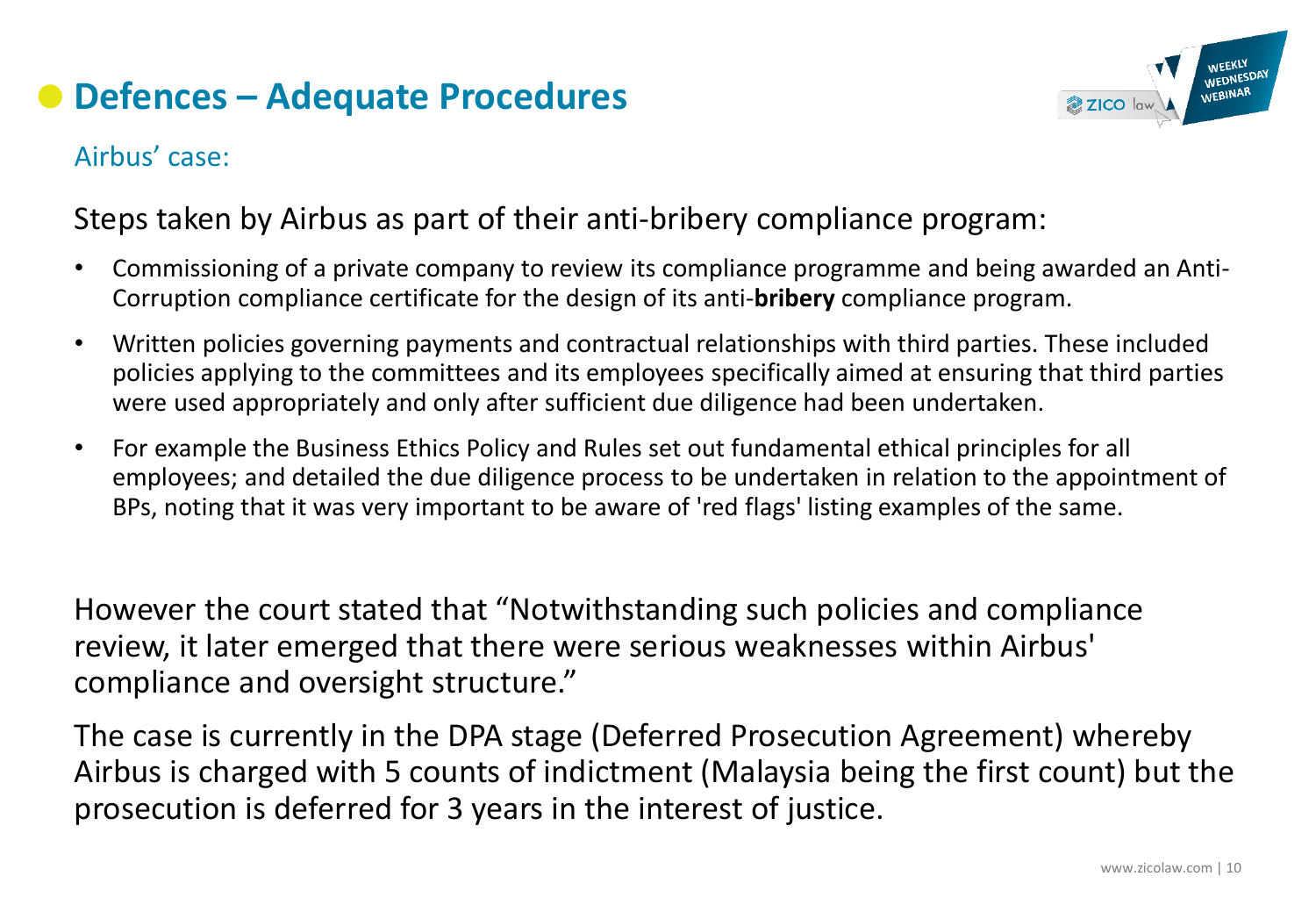# Defences – Adequate Procedures

## Airbus' case:

Steps taken by Airbus as part of their anti-bribery compliance program:

- Commissioning of a private company to review its compliance programme and being awarded an Anti-Corruption compliance certificate for the design of its anti-**bribery** compliance program.
- Written policies governing payments and contractual relationships with third parties. These included policies applying to the committees and its employees specifically aimed at ensuring that third parties were used appropriately and only after sufficient due diligence had been undertaken.
- For example the Business Ethics Policy and Rules set out fundamental ethical principles for all employees; and detailed the due diligence process to be undertaken in relation to the appointment of BPs, noting that it was very important to be aware of 'red flags' listing examples of the same.

However the court stated that "Notwithstanding such policies and compliance review, it later emerged that there were serious weaknesses within Airbus' compliance and oversight structure."

The case is currently in the DPA stage (Deferred Prosecution Agreement) whereby Airbus is charged with 5 counts of indictment (Malaysia being the first count) but the prosecution is deferred for 3 years in the interest of justice.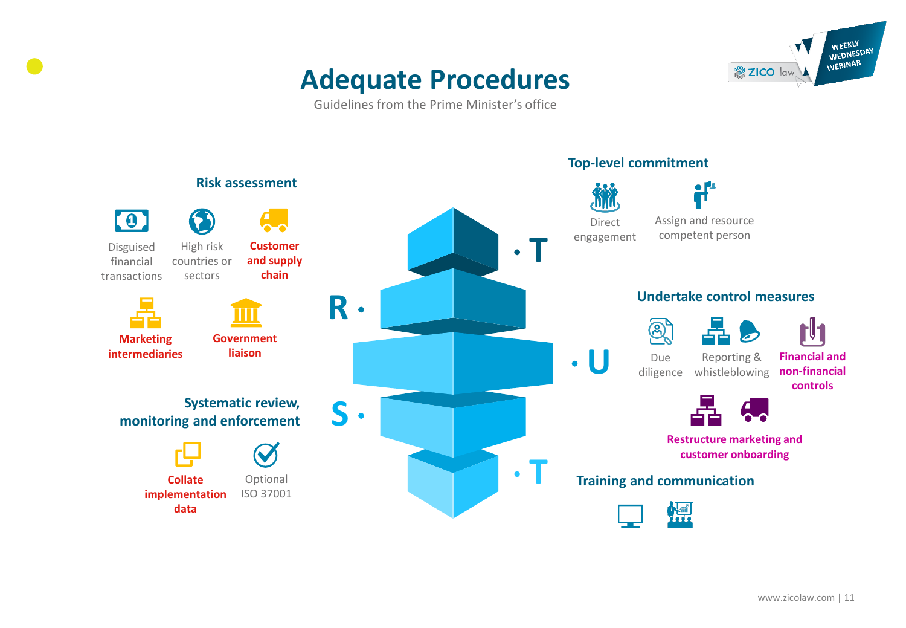# Adequate Procedures

Guidelines from the Prime Minister's office

## Risk assessment

- Disguised financial transactions
- High risk countries or sectors
- **Customer and supply chain**
- **Marketing intermediaries**
- **Government liaison**

## Systematic review, monitoring and enforcement

- **Collate implementation data**
- Optional ISO 37001

## Top-level commitment

- Direct engagement
- Assign and resource competent person

## Undertake control measures

- Due diligence
- Reporting & whistleblowing
- **Financial and non-financial controls**
- **Restructure marketing and customer onboarding**

## Training and communication

T · R · U · S · T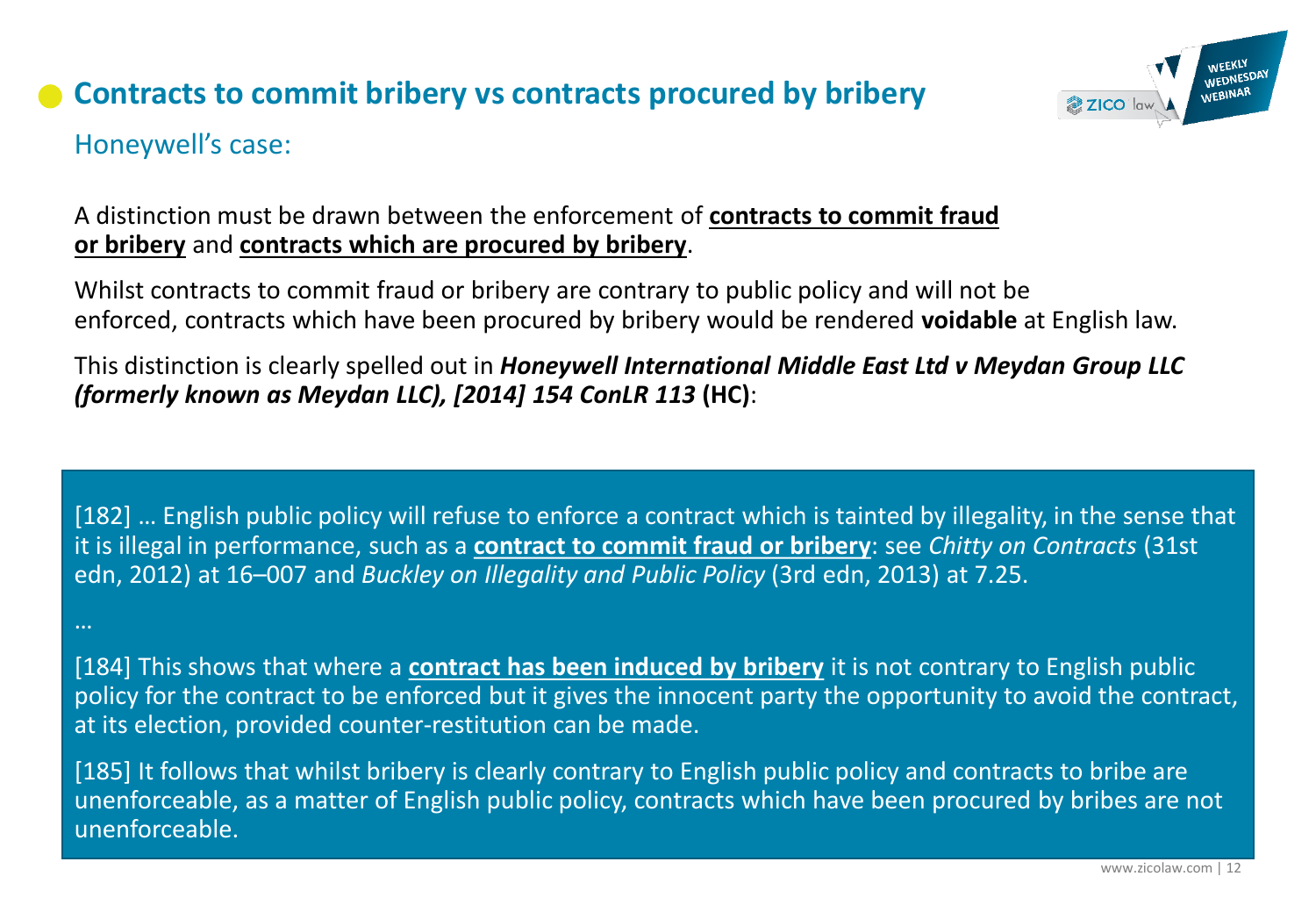# Contracts to commit bribery vs contracts procured by bribery

## Honeywell's case:

A distinction must be drawn between the enforcement of **contracts to commit fraud or bribery** and **contracts which are procured by bribery**.

Whilst contracts to commit fraud or bribery are contrary to public policy and will not be enforced, contracts which have been procured by bribery would be rendered **voidable** at English law.

This distinction is clearly spelled out in ***Honeywell International Middle East Ltd v Meydan Group LLC (formerly known as Meydan LLC), [2014] 154 ConLR 113*** **(HC)**:

> [182] … English public policy will refuse to enforce a contract which is tainted by illegality, in the sense that it is illegal in performance, such as a **contract to commit fraud or bribery**: see *Chitty on Contracts* (31st edn, 2012) at 16–007 and *Buckley on Illegality and Public Policy* (3rd edn, 2013) at 7.25.
>
> …
>
> [184] This shows that where a **contract has been induced by bribery** it is not contrary to English public policy for the contract to be enforced but it gives the innocent party the opportunity to avoid the contract, at its election, provided counter-restitution can be made.
>
> [185] It follows that whilst bribery is clearly contrary to English public policy and contracts to bribe are unenforceable, as a matter of English public policy, contracts which have been procured by bribes are not unenforceable.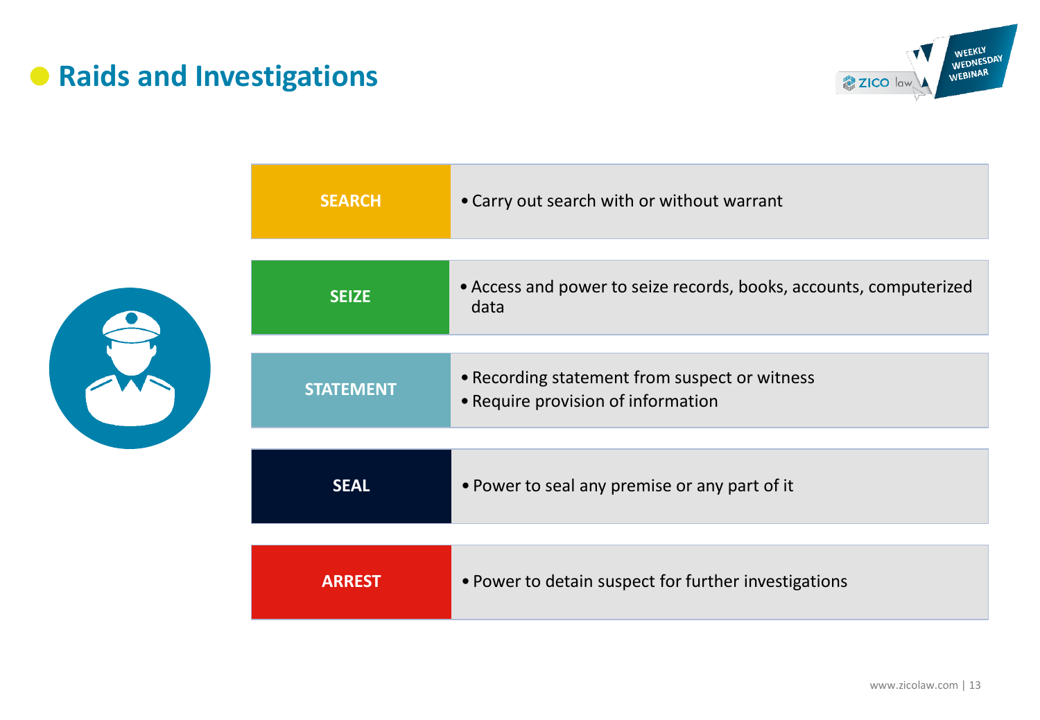# Raids and Investigations

| | |
|---|---|
| **SEARCH** | • Carry out search with or without warrant |
| **SEIZE** | • Access and power to seize records, books, accounts, computerized data |
| **STATEMENT** | • Recording statement from suspect or witness<br>• Require provision of information |
| **SEAL** | • Power to seal any premise or any part of it |
| **ARREST** | • Power to detain suspect for further investigations |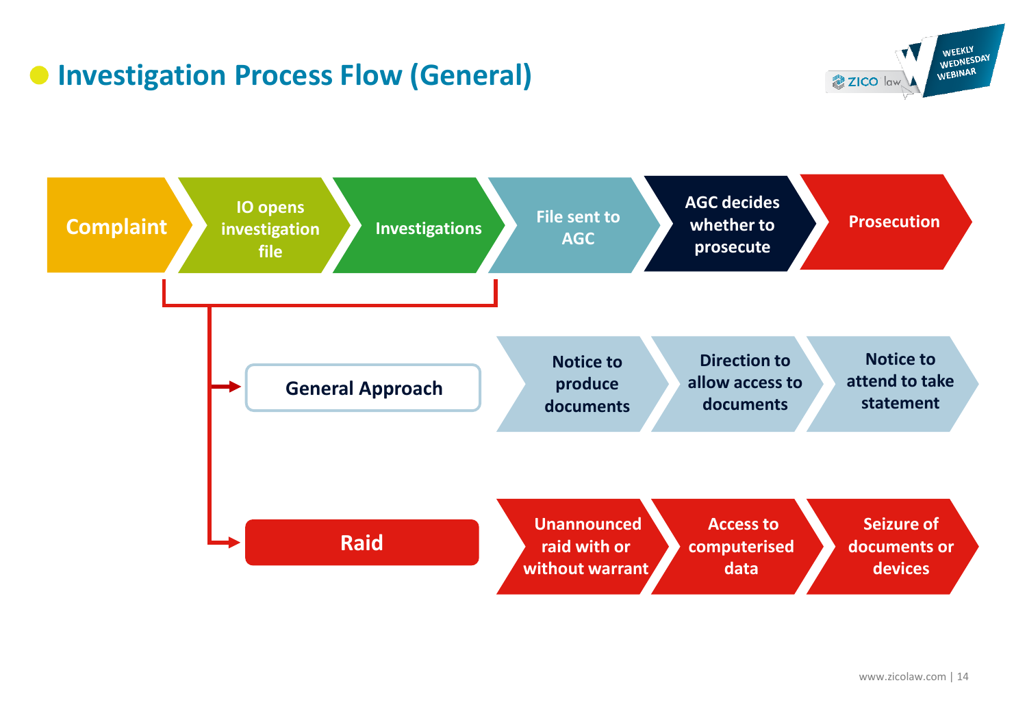# Investigation Process Flow (General)

Complaint → IO opens investigation file → Investigations → File sent to AGC → AGC decides whether to prosecute → Prosecution

(Complaint through Investigations):

- **General Approach**: Notice to produce documents → Direction to allow access to documents → Notice to attend to take statement
- **Raid**: Unannounced raid with or without warrant → Access to computerised data → Seizure of documents or devices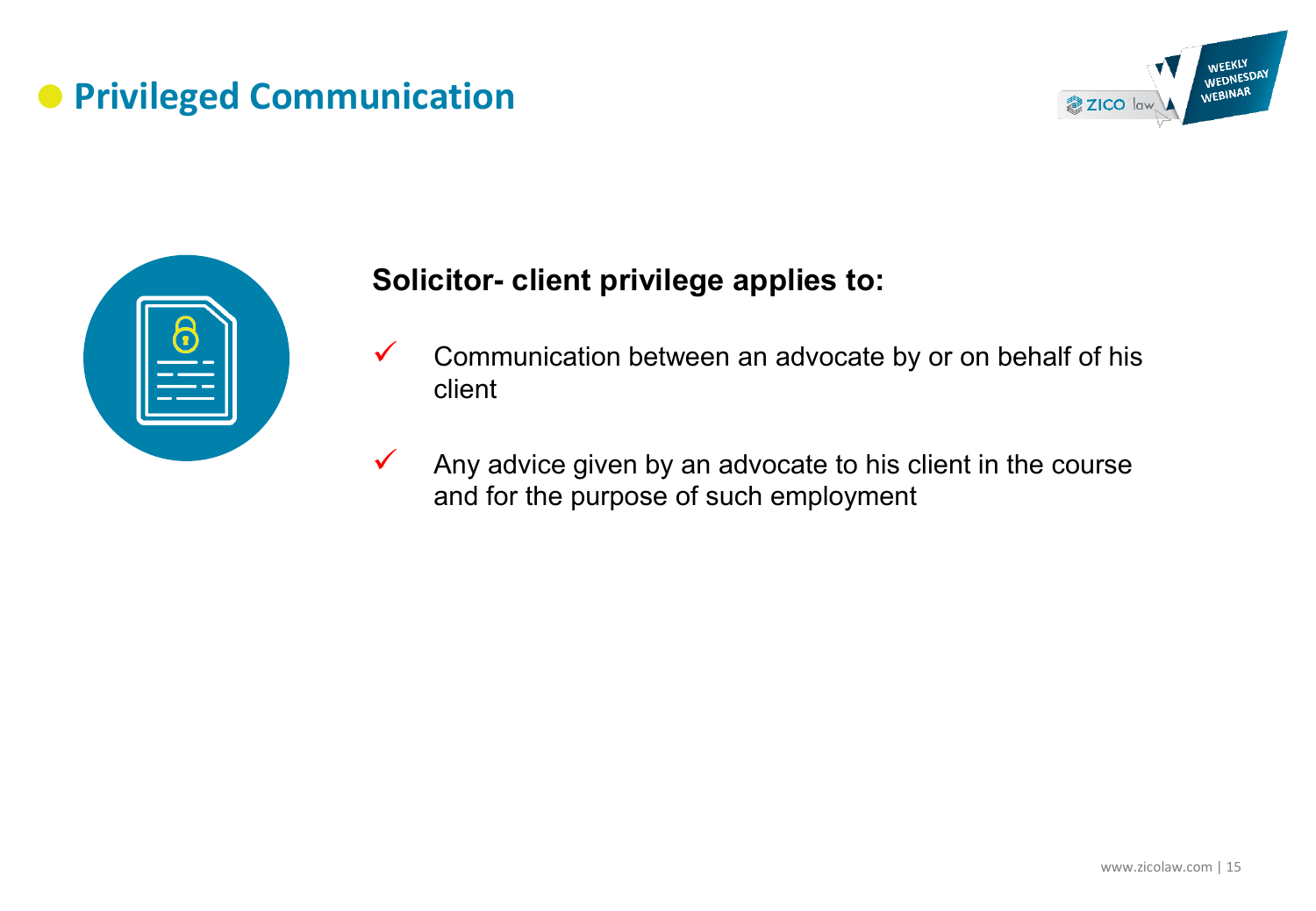# Privileged Communication

**Solicitor- client privilege applies to:**

- ✓ Communication between an advocate by or on behalf of his client
- ✓ Any advice given by an advocate to his client in the course and for the purpose of such employment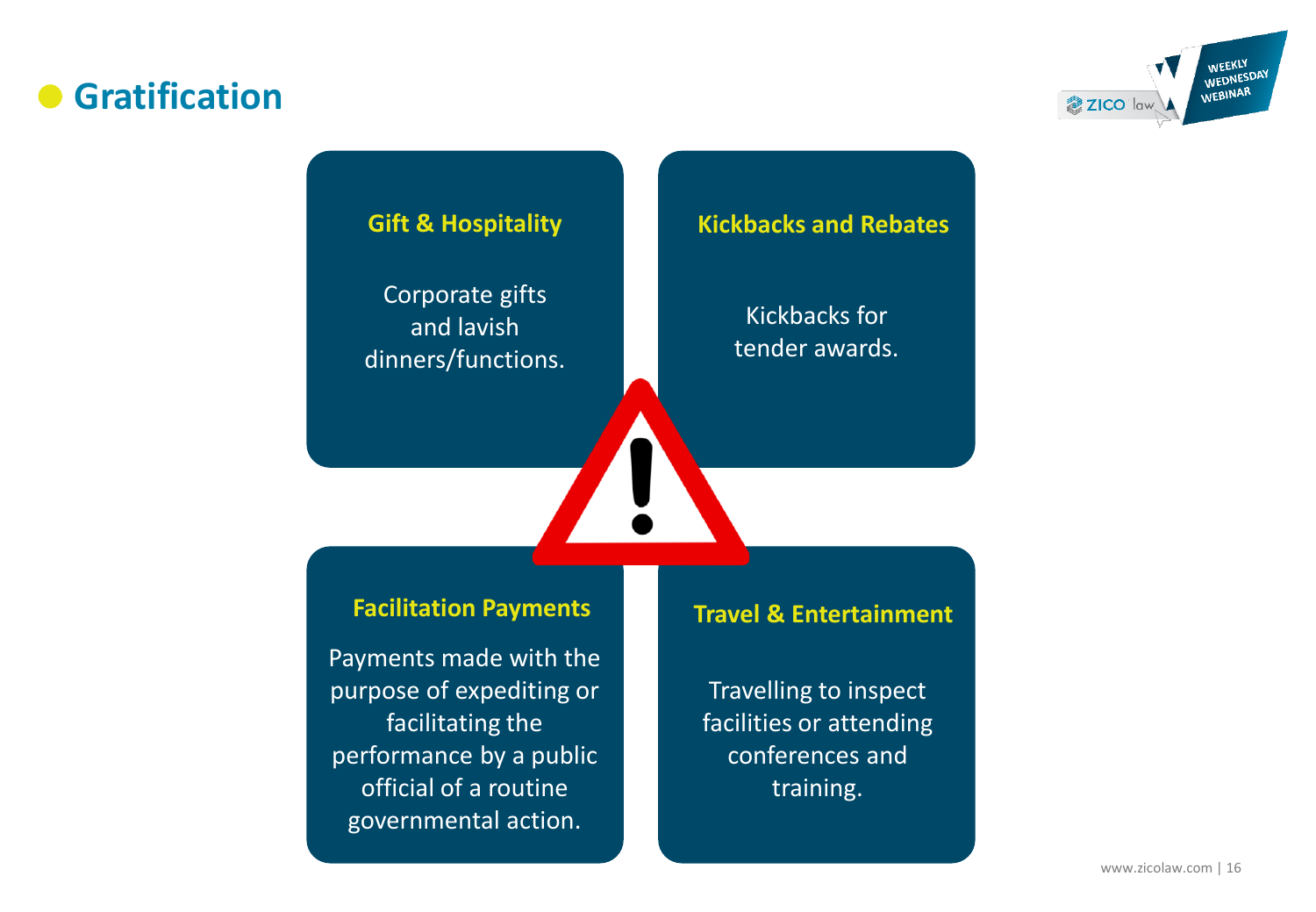# Gratification

### Gift & Hospitality

Corporate gifts and lavish dinners/functions.

### Kickbacks and Rebates

Kickbacks for tender awards.

### Facilitation Payments

Payments made with the purpose of expediting or facilitating the performance by a public official of a routine governmental action.

### Travel & Entertainment

Travelling to inspect facilities or attending conferences and training.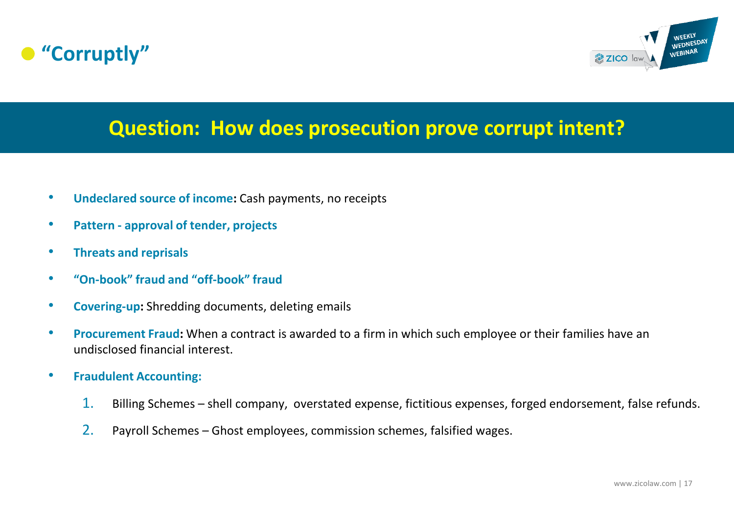# "Corruptly"

## Question: How does prosecution prove corrupt intent?

- **Undeclared source of income:** Cash payments, no receipts
- **Pattern - approval of tender, projects**
- **Threats and reprisals**
- **"On-book" fraud and "off-book" fraud**
- **Covering-up:** Shredding documents, deleting emails
- **Procurement Fraud:** When a contract is awarded to a firm in which such employee or their families have an undisclosed financial interest.
- **Fraudulent Accounting:**
  1. Billing Schemes – shell company, overstated expense, fictitious expenses, forged endorsement, false refunds.
  2. Payroll Schemes – Ghost employees, commission schemes, falsified wages.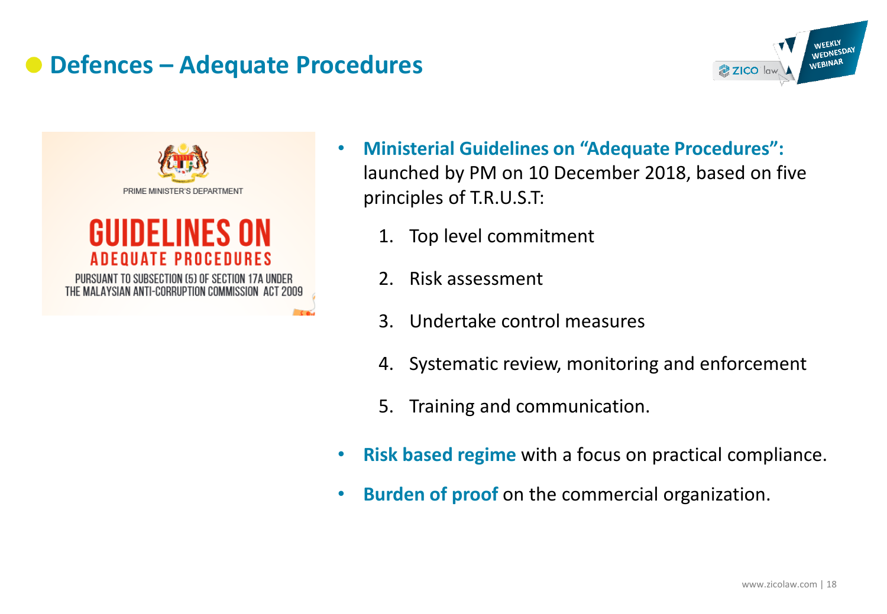# Defences – Adequate Procedures

PRIME MINISTER'S DEPARTMENT

**GUIDELINES ON ADEQUATE PROCEDURES**

PURSUANT TO SUBSECTION (5) OF SECTION 17A UNDER THE MALAYSIAN ANTI-CORRUPTION COMMISSION ACT 2009

- **Ministerial Guidelines on "Adequate Procedures":** launched by PM on 10 December 2018, based on five principles of T.R.U.S.T:
  1. Top level commitment
  2. Risk assessment
  3. Undertake control measures
  4. Systematic review, monitoring and enforcement
  5. Training and communication.
- **Risk based regime** with a focus on practical compliance.
- **Burden of proof** on the commercial organization.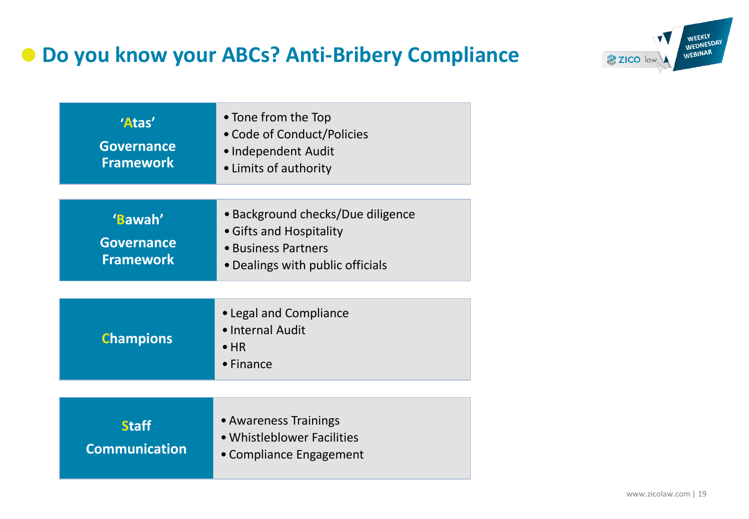# Do you know your ABCs? Anti-Bribery Compliance

| | |
|---|---|
| **'Atas' Governance Framework** | • Tone from the Top<br>• Code of Conduct/Policies<br>• Independent Audit<br>• Limits of authority |
| **'Bawah' Governance Framework** | • Background checks/Due diligence<br>• Gifts and Hospitality<br>• Business Partners<br>• Dealings with public officials |
| **Champions** | • Legal and Compliance<br>• Internal Audit<br>• HR<br>• Finance |
| **Staff Communication** | • Awareness Trainings<br>• Whistleblower Facilities<br>• Compliance Engagement |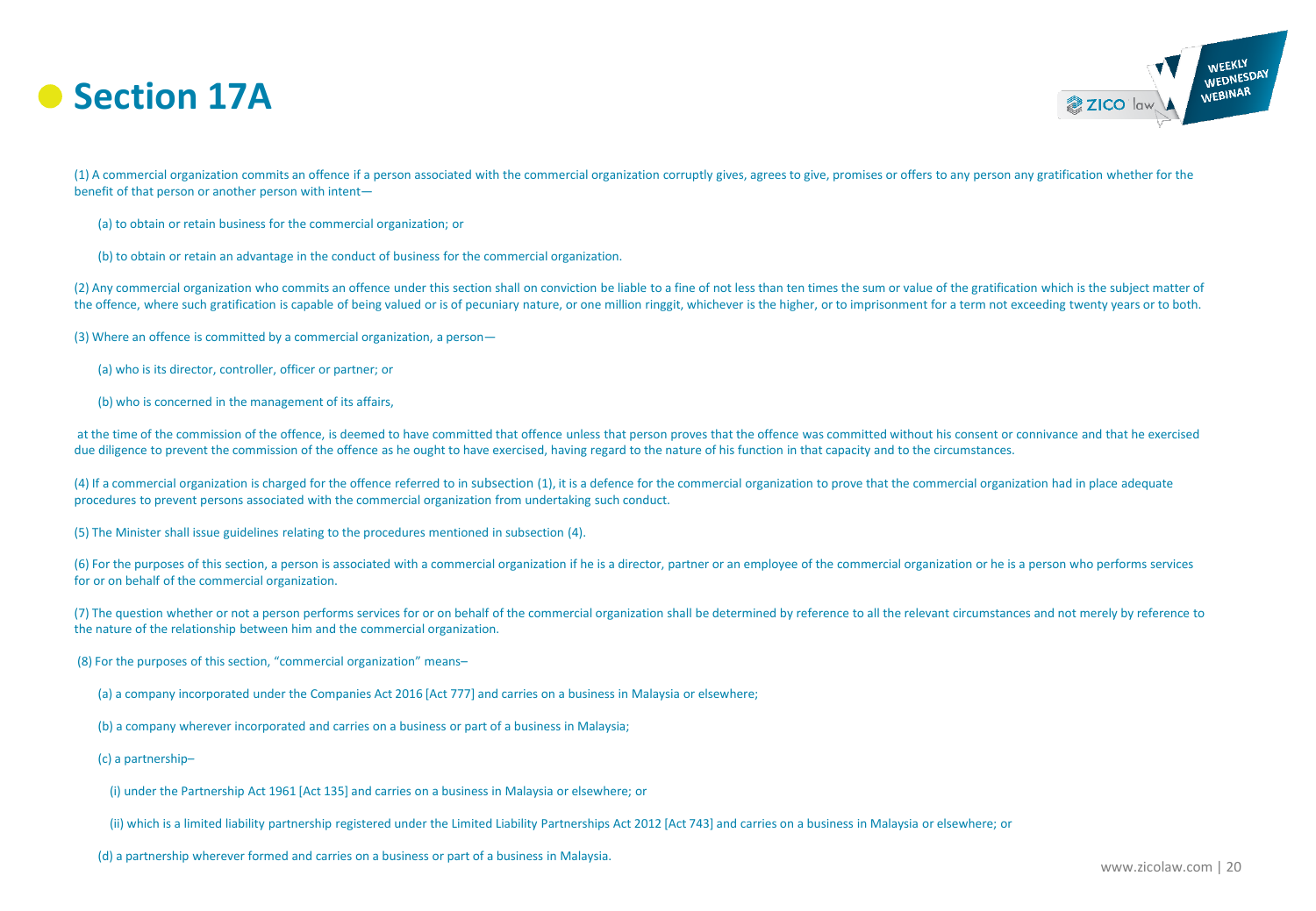# Section 17A

(1) A commercial organization commits an offence if a person associated with the commercial organization corruptly gives, agrees to give, promises or offers to any person any gratification whether for the benefit of that person or another person with intent—

(a) to obtain or retain business for the commercial organization; or

(b) to obtain or retain an advantage in the conduct of business for the commercial organization.

(2) Any commercial organization who commits an offence under this section shall on conviction be liable to a fine of not less than ten times the sum or value of the gratification which is the subject matter of the offence, where such gratification is capable of being valued or is of pecuniary nature, or one million ringgit, whichever is the higher, or to imprisonment for a term not exceeding twenty years or to both.

(3) Where an offence is committed by a commercial organization, a person—

(a) who is its director, controller, officer or partner; or

(b) who is concerned in the management of its affairs,

at the time of the commission of the offence, is deemed to have committed that offence unless that person proves that the offence was committed without his consent or connivance and that he exercised due diligence to prevent the commission of the offence as he ought to have exercised, having regard to the nature of his function in that capacity and to the circumstances.

(4) If a commercial organization is charged for the offence referred to in subsection (1), it is a defence for the commercial organization to prove that the commercial organization had in place adequate procedures to prevent persons associated with the commercial organization from undertaking such conduct.

(5) The Minister shall issue guidelines relating to the procedures mentioned in subsection (4).

(6) For the purposes of this section, a person is associated with a commercial organization if he is a director, partner or an employee of the commercial organization or he is a person who performs services for or on behalf of the commercial organization.

(7) The question whether or not a person performs services for or on behalf of the commercial organization shall be determined by reference to all the relevant circumstances and not merely by reference to the nature of the relationship between him and the commercial organization.

(8) For the purposes of this section, "commercial organization" means–

(a) a company incorporated under the Companies Act 2016 [Act 777] and carries on a business in Malaysia or elsewhere;

(b) a company wherever incorporated and carries on a business or part of a business in Malaysia;

(c) a partnership–

(i) under the Partnership Act 1961 [Act 135] and carries on a business in Malaysia or elsewhere; or

(ii) which is a limited liability partnership registered under the Limited Liability Partnerships Act 2012 [Act 743] and carries on a business in Malaysia or elsewhere; or

(d) a partnership wherever formed and carries on a business or part of a business in Malaysia.